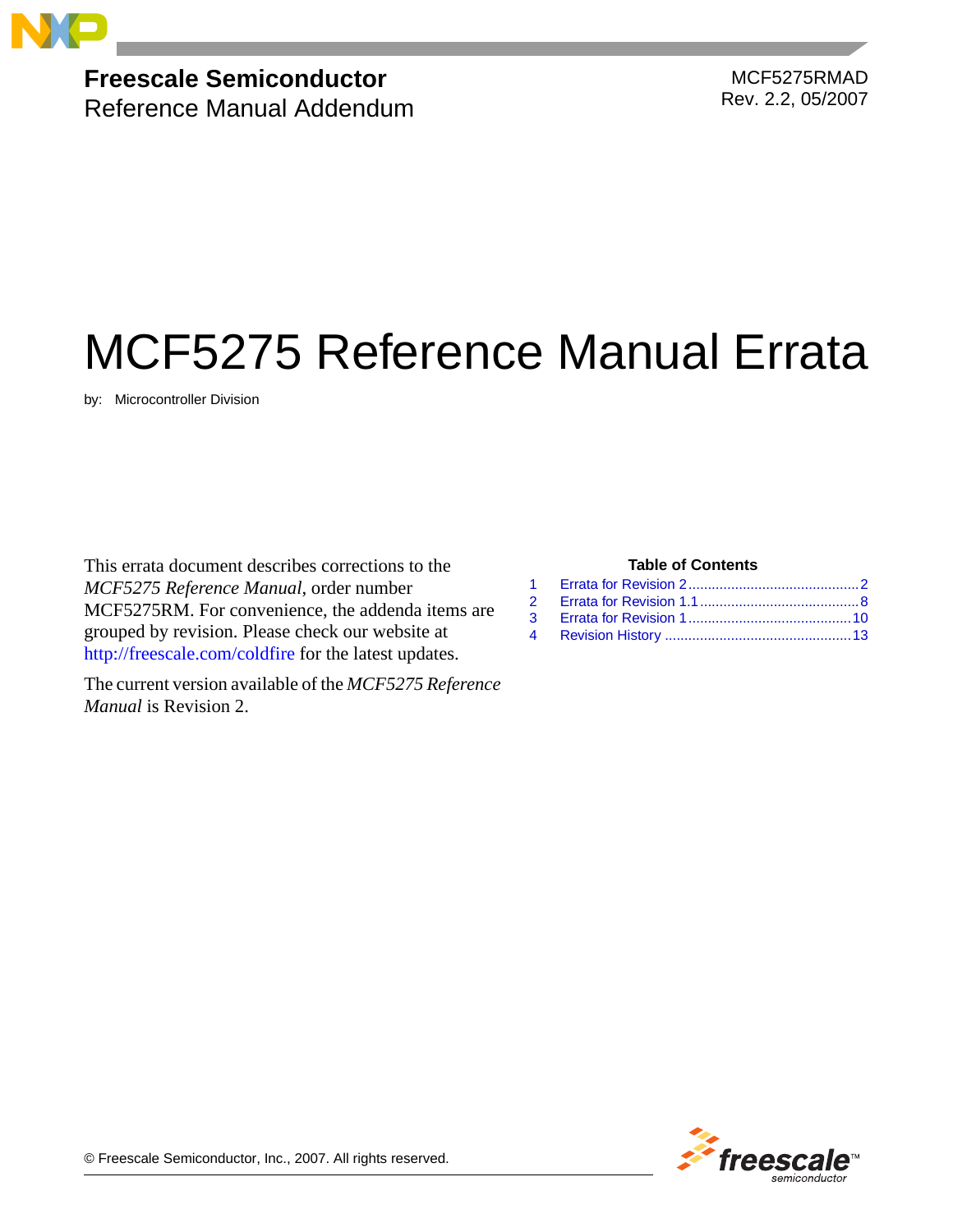**Freescale Semiconductor**
Reference Manual Addendum

MCF5275RMAD
Rev. 2.2, 05/2007

# MCF5275 Reference Manual Errata

by: Microcontroller Division

This errata document describes corrections to the *MCF5275 Reference Manual*, order number MCF5275RM. For convenience, the addenda items are grouped by revision. Please check our website at http://freescale.com/coldfire for the latest updates.

The current version available of the *MCF5275 Reference Manual* is Revision 2.

**Table of Contents**

1. Errata for Revision 2 .......... 2
2. Errata for Revision 1.1 .......... 8
3. Errata for Revision 1 .......... 10
4. Revision History .......... 13

© Freescale Semiconductor, Inc., 2007. All rights reserved.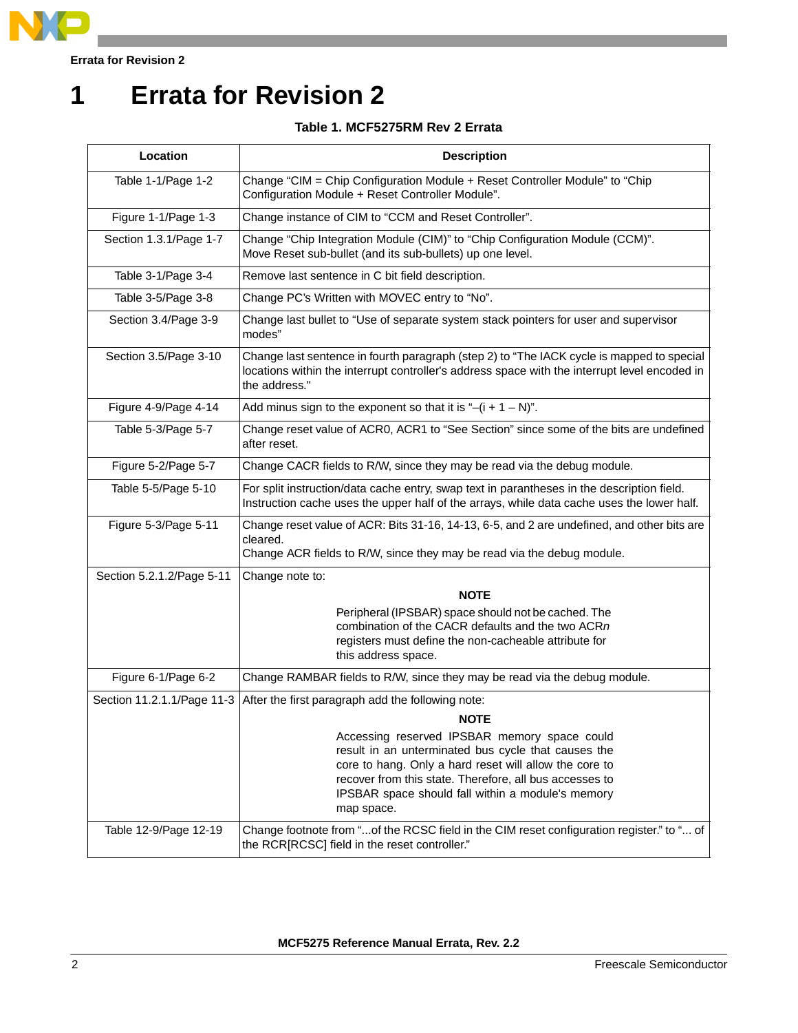# 1 Errata for Revision 2

**Table 1. MCF5275RM Rev 2 Errata**

| Location | Description |
|---|---|
| Table 1-1/Page 1-2 | Change “CIM = Chip Configuration Module + Reset Controller Module” to “Chip Configuration Module + Reset Controller Module”. |
| Figure 1-1/Page 1-3 | Change instance of CIM to “CCM and Reset Controller”. |
| Section 1.3.1/Page 1-7 | Change “Chip Integration Module (CIM)” to “Chip Configuration Module (CCM)”. Move Reset sub-bullet (and its sub-bullets) up one level. |
| Table 3-1/Page 3-4 | Remove last sentence in C bit field description. |
| Table 3-5/Page 3-8 | Change PC’s Written with MOVEC entry to “No”. |
| Section 3.4/Page 3-9 | Change last bullet to “Use of separate system stack pointers for user and supervisor modes” |
| Section 3.5/Page 3-10 | Change last sentence in fourth paragraph (step 2) to “The IACK cycle is mapped to special locations within the interrupt controller's address space with the interrupt level encoded in the address." |
| Figure 4-9/Page 4-14 | Add minus sign to the exponent so that it is “–(i + 1 – N)”. |
| Table 5-3/Page 5-7 | Change reset value of ACR0, ACR1 to “See Section” since some of the bits are undefined after reset. |
| Figure 5-2/Page 5-7 | Change CACR fields to R/W, since they may be read via the debug module. |
| Table 5-5/Page 5-10 | For split instruction/data cache entry, swap text in parantheses in the description field. Instruction cache uses the upper half of the arrays, while data cache uses the lower half. |
| Figure 5-3/Page 5-11 | Change reset value of ACR: Bits 31-16, 14-13, 6-5, and 2 are undefined, and other bits are cleared.<br>Change ACR fields to R/W, since they may be read via the debug module. |
| Section 5.2.1.2/Page 5-11 | Change note to:<br>**NOTE**<br>Peripheral (IPSBAR) space should not be cached. The combination of the CACR defaults and the two ACR*n* registers must define the non-cacheable attribute for this address space. |
| Figure 6-1/Page 6-2 | Change RAMBAR fields to R/W, since they may be read via the debug module. |
| Section 11.2.1.1/Page 11-3 | After the first paragraph add the following note:<br>**NOTE**<br>Accessing reserved IPSBAR memory space could result in an unterminated bus cycle that causes the core to hang. Only a hard reset will allow the core to recover from this state. Therefore, all bus accesses to IPSBAR space should fall within a module's memory map space. |
| Table 12-9/Page 12-19 | Change footnote from “...of the RCSC field in the CIM reset configuration register.” to “... of the RCR[RCSC] field in the reset controller.” |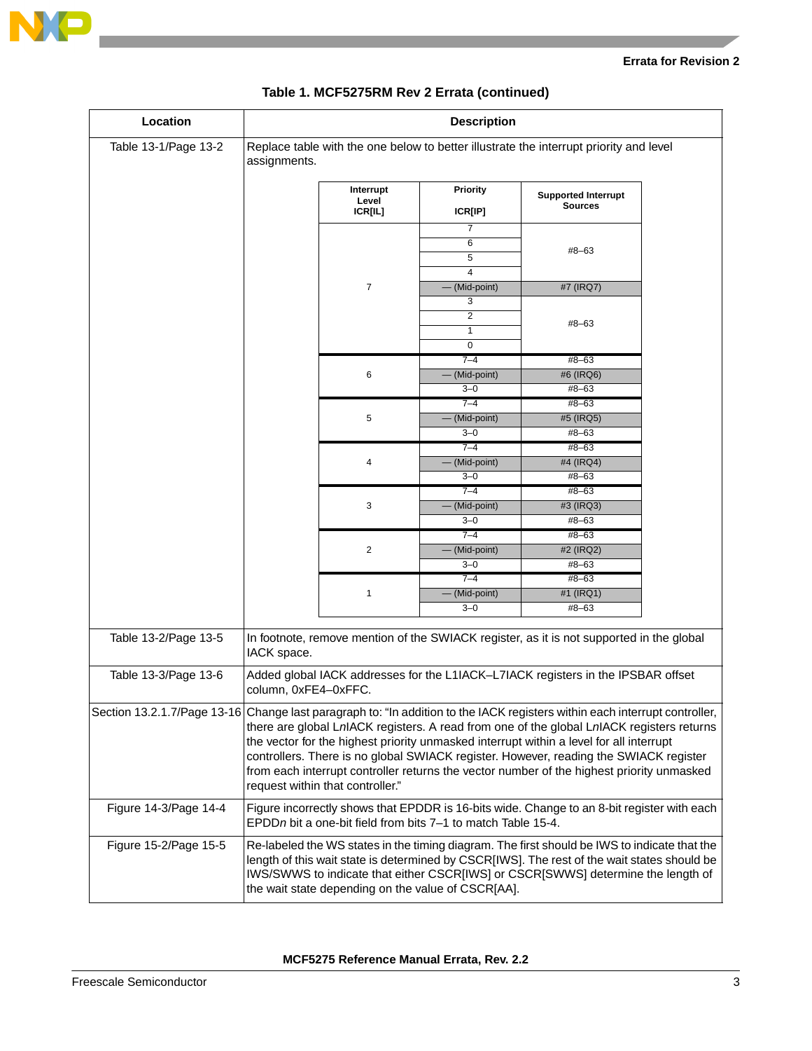**Table 1. MCF5275RM Rev 2 Errata (continued)**

| Location | Description |
|---|---|
| Table 13-1/Page 13-2 | Replace table with the one below to better illustrate the interrupt priority and level assignments. (See table below.) |
| Table 13-2/Page 13-5 | In footnote, remove mention of the SWIACK register, as it is not supported in the global IACK space. |
| Table 13-3/Page 13-6 | Added global IACK addresses for the L1IACK–L7IACK registers in the IPSBAR offset column, 0xFE4–0xFFC. |
| Section 13.2.1.7/Page 13-16 | Change last paragraph to: "In addition to the IACK registers within each interrupt controller, there are global L*n*IACK registers. A read from one of the global L*n*IACK registers returns the vector for the highest priority unmasked interrupt within a level for all interrupt controllers. There is no global SWIACK register. However, reading the SWIACK register from each interrupt controller returns the vector number of the highest priority unmasked request within that controller." |
| Figure 14-3/Page 14-4 | Figure incorrectly shows that EPDDR is 16-bits wide. Change to an 8-bit register with each EPDD*n* bit a one-bit field from bits 7–1 to match Table 15-4. |
| Figure 15-2/Page 15-5 | Re-labeled the WS states in the timing diagram. The first should be IWS to indicate that the length of this wait state is determined by CSCR[IWS]. The rest of the wait states should be IWS/SWWS to indicate that either CSCR[IWS] or CSCR[SWWS] determine the length of the wait state depending on the value of CSCR[AA]. |

Replacement table for Table 13-1/Page 13-2:

| Interrupt Level ICR[IL] | Priority ICR[IP] | Supported Interrupt Sources |
|---|---|---|
| 7 | 7 | #8–63 |
| | 6 | |
| | 5 | |
| | 4 | |
| | — (Mid-point) | #7 (IRQ7) |
| | 3 | #8–63 |
| | 2 | |
| | 1 | |
| | 0 | |
| 6 | 7–4 | #8–63 |
| | — (Mid-point) | #6 (IRQ6) |
| | 3–0 | #8–63 |
| 5 | 7–4 | #8–63 |
| | — (Mid-point) | #5 (IRQ5) |
| | 3–0 | #8–63 |
| 4 | 7–4 | #8–63 |
| | — (Mid-point) | #4 (IRQ4) |
| | 3–0 | #8–63 |
| 3 | 7–4 | #8–63 |
| | — (Mid-point) | #3 (IRQ3) |
| | 3–0 | #8–63 |
| 2 | 7–4 | #8–63 |
| | — (Mid-point) | #2 (IRQ2) |
| | 3–0 | #8–63 |
| 1 | 7–4 | #8–63 |
| | — (Mid-point) | #1 (IRQ1) |
| | 3–0 | #8–63 |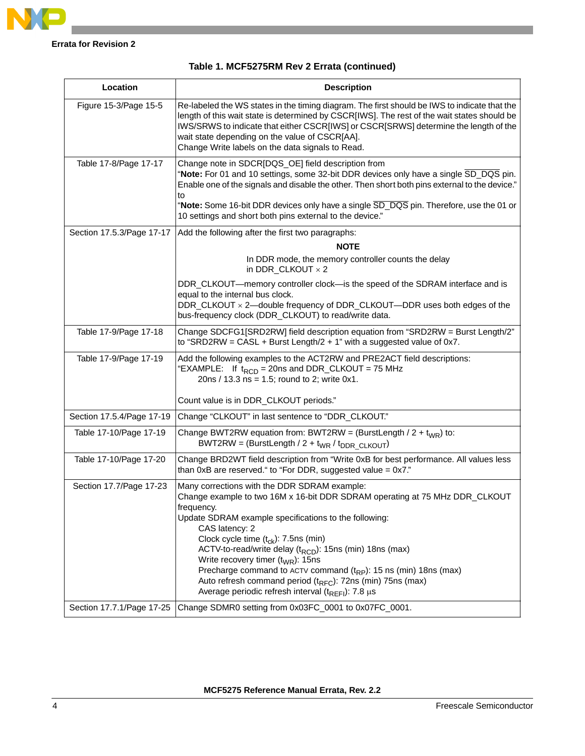**Errata for Revision 2**

**Table 1. MCF5275RM Rev 2 Errata (continued)**

| Location | Description |
|---|---|
| Figure 15-3/Page 15-5 | Re-labeled the WS states in the timing diagram. The first should be IWS to indicate that the length of this wait state is determined by CSCR[IWS]. The rest of the wait states should be IWS/SRWS to indicate that either CSCR[IWS] or CSCR[SRWS] determine the length of the wait state depending on the value of CSCR[AA].<br>Change Write labels on the data signals to Read. |
| Table 17-8/Page 17-17 | Change note in SDCR[DQS_OE] field description from<br>"**Note:** For 01 and 10 settings, some 32-bit DDR devices only have a single $\overline{\text{SD\_DQS}}$ pin. Enable one of the signals and disable the other. Then short both pins external to the device."<br>to<br>"**Note:** Some 16-bit DDR devices only have a single $\overline{\text{SD\_DQS}}$ pin. Therefore, use the 01 or 10 settings and short both pins external to the device." |
| Section 17.5.3/Page 17-17 | Add the following after the first two paragraphs:<br>**NOTE**<br>In DDR mode, the memory controller counts the delay in DDR_CLKOUT × 2<br>DDR_CLKOUT—memory controller clock—is the speed of the SDRAM interface and is equal to the internal bus clock.<br>DDR_CLKOUT × 2—double frequency of DDR_CLKOUT—DDR uses both edges of the bus-frequency clock (DDR_CLKOUT) to read/write data. |
| Table 17-9/Page 17-18 | Change SDCFG1[SRD2RW] field description equation from "SRD2RW = Burst Length/2" to "SRD2RW = CASL + Burst Length/2 + 1" with a suggested value of 0x7. |
| Table 17-9/Page 17-19 | Add the following examples to the ACT2RW and PRE2ACT field descriptions:<br>"EXAMPLE: If $t_{RCD}$ = 20ns and DDR_CLKOUT = 75 MHz<br>20ns / 13.3 ns = 1.5; round to 2; write 0x1.<br><br>Count value is in DDR_CLKOUT periods." |
| Section 17.5.4/Page 17-19 | Change "CLKOUT" in last sentence to "DDR_CLKOUT." |
| Table 17-10/Page 17-19 | Change BWT2RW equation from: BWT2RW = (BurstLength / 2 + $t_{WR}$) to:<br>BWT2RW = (BurstLength / 2 + $t_{WR}$ / $t_{DDR\_CLKOUT}$) |
| Table 17-10/Page 17-20 | Change BRD2WT field description from "Write 0xB for best performance. All values less than 0xB are reserved." to "For DDR, suggested value = 0x7." |
| Section 17.7/Page 17-23 | Many corrections with the DDR SDRAM example:<br>Change example to two 16M x 16-bit DDR SDRAM operating at 75 MHz DDR_CLKOUT frequency.<br>Update SDRAM example specifications to the following:<br>CAS latency: 2<br>Clock cycle time ($t_{ck}$): 7.5ns (min)<br>ACTV-to-read/write delay ($t_{RCD}$): 15ns (min) 18ns (max)<br>Write recovery timer ($t_{WR}$): 15ns<br>Precharge command to ACTV command ($t_{RP}$): 15 ns (min) 18ns (max)<br>Auto refresh command period ($t_{RFC}$): 72ns (min) 75ns (max)<br>Average periodic refresh interval ($t_{REFI}$): 7.8 μs |
| Section 17.7.1/Page 17-25 | Change SDMR0 setting from 0x03FC_0001 to 0x07FC_0001. |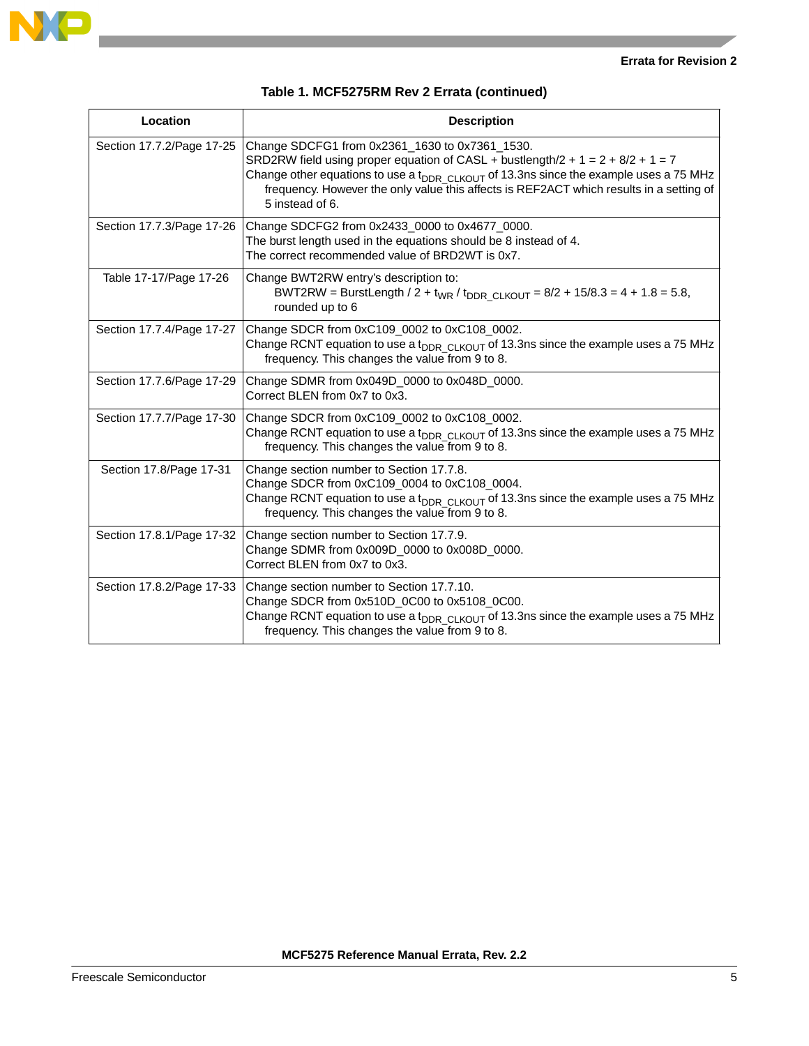**Table 1. MCF5275RM Rev 2 Errata (continued)**

| Location | Description |
|---|---|
| Section 17.7.2/Page 17-25 | Change SDCFG1 from 0x2361_1630 to 0x7361_1530.<br>SRD2RW field using proper equation of CASL + bustlength/2 + 1 = 2 + 8/2 + 1 = 7<br>Change other equations to use a $t_{DDR\_CLKOUT}$ of 13.3ns since the example uses a 75 MHz frequency. However the only value this affects is REF2ACT which results in a setting of 5 instead of 6. |
| Section 17.7.3/Page 17-26 | Change SDCFG2 from 0x2433_0000 to 0x4677_0000.<br>The burst length used in the equations should be 8 instead of 4.<br>The correct recommended value of BRD2WT is 0x7. |
| Table 17-17/Page 17-26 | Change BWT2RW entry's description to:<br>BWT2RW = BurstLength / 2 + $t_{WR}$ / $t_{DDR\_CLKOUT}$ = 8/2 + 15/8.3 = 4 + 1.8 = 5.8, rounded up to 6 |
| Section 17.7.4/Page 17-27 | Change SDCR from 0xC109_0002 to 0xC108_0002.<br>Change RCNT equation to use a $t_{DDR\_CLKOUT}$ of 13.3ns since the example uses a 75 MHz frequency. This changes the value from 9 to 8. |
| Section 17.7.6/Page 17-29 | Change SDMR from 0x049D_0000 to 0x048D_0000.<br>Correct BLEN from 0x7 to 0x3. |
| Section 17.7.7/Page 17-30 | Change SDCR from 0xC109_0002 to 0xC108_0002.<br>Change RCNT equation to use a $t_{DDR\_CLKOUT}$ of 13.3ns since the example uses a 75 MHz frequency. This changes the value from 9 to 8. |
| Section 17.8/Page 17-31 | Change section number to Section 17.7.8.<br>Change SDCR from 0xC109_0004 to 0xC108_0004.<br>Change RCNT equation to use a $t_{DDR\_CLKOUT}$ of 13.3ns since the example uses a 75 MHz frequency. This changes the value from 9 to 8. |
| Section 17.8.1/Page 17-32 | Change section number to Section 17.7.9.<br>Change SDMR from 0x009D_0000 to 0x008D_0000.<br>Correct BLEN from 0x7 to 0x3. |
| Section 17.8.2/Page 17-33 | Change section number to Section 17.7.10.<br>Change SDCR from 0x510D_0C00 to 0x5108_0C00.<br>Change RCNT equation to use a $t_{DDR\_CLKOUT}$ of 13.3ns since the example uses a 75 MHz frequency. This changes the value from 9 to 8. |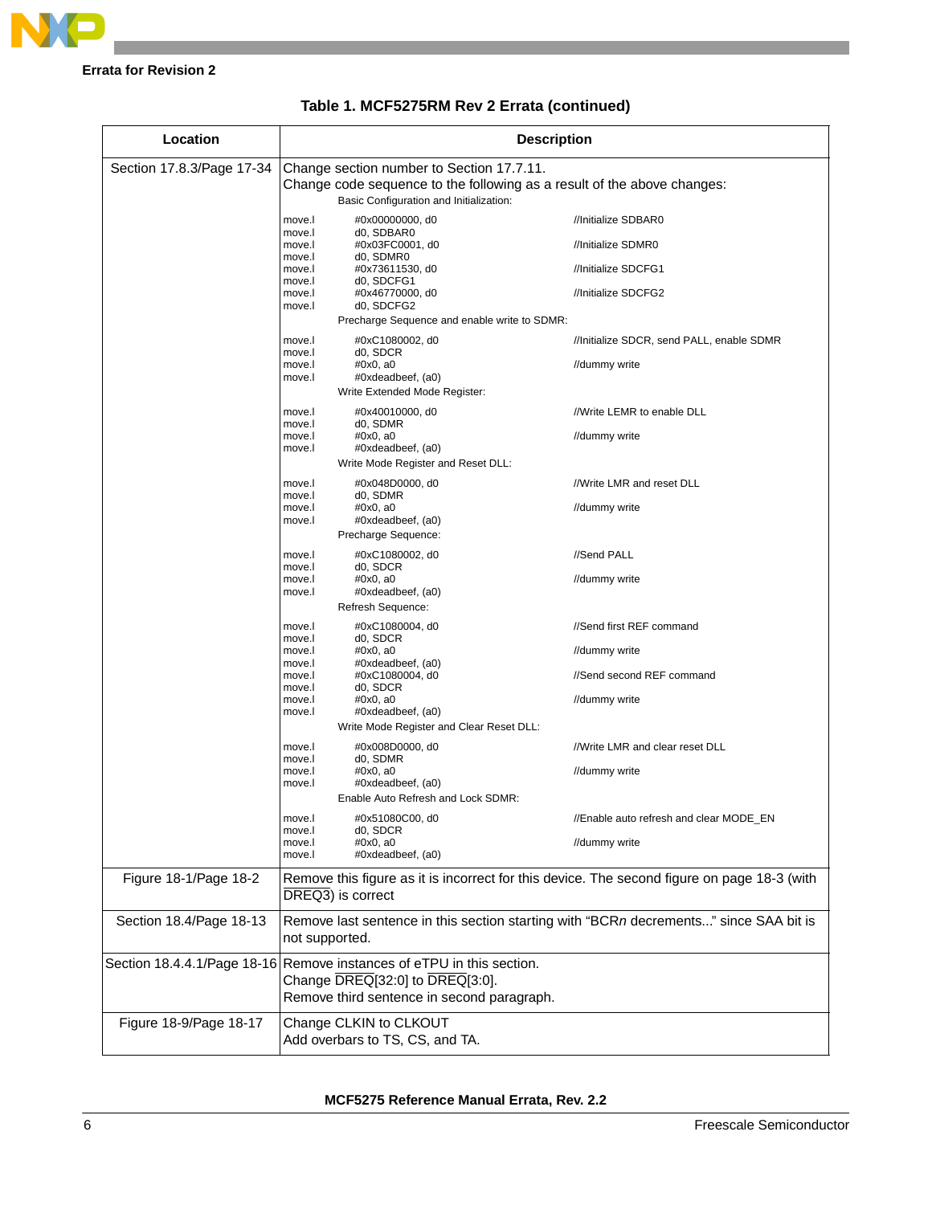## Errata for Revision 2

**Table 1. MCF5275RM Rev 2 Errata (continued)**

<table>
<tr><th>Location</th><th>Description</th></tr>
<tr><td>Section 17.8.3/Page 17-34</td><td>Change section number to Section 17.7.11.<br>Change code sequence to the following as a result of the above changes:<br>
<pre>
Basic Configuration and Initialization:

move.l   #0x00000000, d0        //Initialize SDBAR0
move.l   d0, SDBAR0
move.l   #0x03FC0001, d0        //Initialize SDMR0
move.l   d0, SDMR0
move.l   #0x73611530, d0        //Initialize SDCFG1
move.l   d0, SDCFG1
move.l   #0x46770000, d0        //Initialize SDCFG2
move.l   d0, SDCFG2

Precharge Sequence and enable write to SDMR:

move.l   #0xC1080002, d0        //Initialize SDCR, send PALL, enable SDMR
move.l   d0, SDCR
move.l   #0x0, a0               //dummy write
move.l   #0xdeadbeef, (a0)

Write Extended Mode Register:

move.l   #0x40010000, d0        //Write LEMR to enable DLL
move.l   d0, SDMR
move.l   #0x0, a0               //dummy write
move.l   #0xdeadbeef, (a0)

Write Mode Register and Reset DLL:

move.l   #0x048D0000, d0        //Write LMR and reset DLL
move.l   d0, SDMR
move.l   #0x0, a0               //dummy write
move.l   #0xdeadbeef, (a0)

Precharge Sequence:

move.l   #0xC1080002, d0        //Send PALL
move.l   d0, SDCR
move.l   #0x0, a0               //dummy write
move.l   #0xdeadbeef, (a0)

Refresh Sequence:

move.l   #0xC1080004, d0        //Send first REF command
move.l   d0, SDCR
move.l   #0x0, a0               //dummy write
move.l   #0xdeadbeef, (a0)
move.l   #0xC1080004, d0        //Send second REF command
move.l   d0, SDCR
move.l   #0x0, a0               //dummy write
move.l   #0xdeadbeef, (a0)

Write Mode Register and Clear Reset DLL:

move.l   #0x008D0000, d0        //Write LMR and clear reset DLL
move.l   d0, SDMR
move.l   #0x0, a0               //dummy write
move.l   #0xdeadbeef, (a0)

Enable Auto Refresh and Lock SDMR:

move.l   #0x51080C00, d0        //Enable auto refresh and clear MODE_EN
move.l   d0, SDCR
move.l   #0x0, a0               //dummy write
move.l   #0xdeadbeef, (a0)
</pre></td></tr>
<tr><td>Figure 18-1/Page 18-2</td><td>Remove this figure as it is incorrect for this device. The second figure on page 18-3 (with $\overline{\text{DREQ3}}$) is correct</td></tr>
<tr><td>Section 18.4/Page 18-13</td><td>Remove last sentence in this section starting with “BCR<i>n</i> decrements...” since SAA bit is not supported.</td></tr>
<tr><td>Section 18.4.4.1/Page 18-16</td><td>Remove instances of eTPU in this section.<br>Change $\overline{\text{DREQ}}$[32:0] to $\overline{\text{DREQ}}$[3:0].<br>Remove third sentence in second paragraph.</td></tr>
<tr><td>Figure 18-9/Page 18-17</td><td>Change CLKIN to CLKOUT<br>Add overbars to TS, CS, and TA.</td></tr>
</table>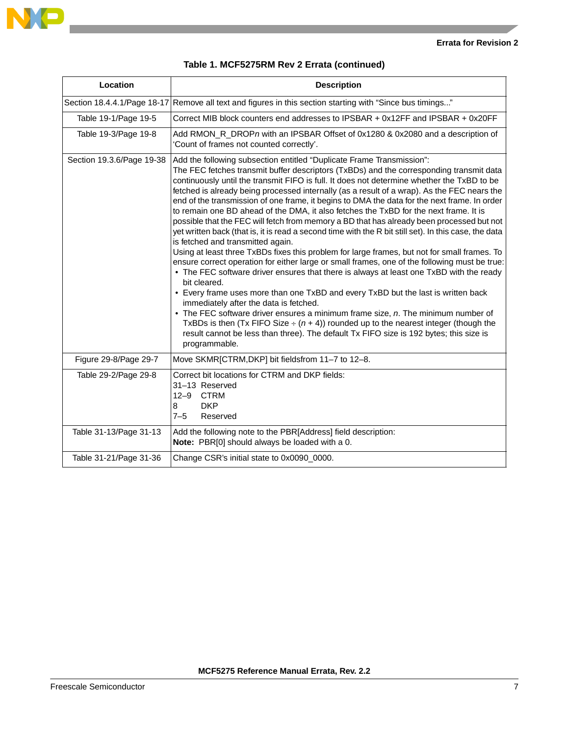**Table 1. MCF5275RM Rev 2 Errata (continued)**

| Location | Description |
|---|---|
| Section 18.4.4.1/Page 18-17 | Remove all text and figures in this section starting with “Since bus timings...” |
| Table 19-1/Page 19-5 | Correct MIB block counters end addresses to IPSBAR + 0x12FF and IPSBAR + 0x20FF |
| Table 19-3/Page 19-8 | Add RMON_R_DROP*n* with an IPSBAR Offset of 0x1280 & 0x2080 and a description of ‘Count of frames not counted correctly’. |
| Section 19.3.6/Page 19-38 | Add the following subsection entitled “Duplicate Frame Transmission”:<br>The FEC fetches transmit buffer descriptors (TxBDs) and the corresponding transmit data continuously until the transmit FIFO is full. It does not determine whether the TxBD to be fetched is already being processed internally (as a result of a wrap). As the FEC nears the end of the transmission of one frame, it begins to DMA the data for the next frame. In order to remain one BD ahead of the DMA, it also fetches the TxBD for the next frame. It is possible that the FEC will fetch from memory a BD that has already been processed but not yet written back (that is, it is read a second time with the R bit still set). In this case, the data is fetched and transmitted again.<br>Using at least three TxBDs fixes this problem for large frames, but not for small frames. To ensure correct operation for either large or small frames, one of the following must be true:<br>• The FEC software driver ensures that there is always at least one TxBD with the ready bit cleared.<br>• Every frame uses more than one TxBD and every TxBD but the last is written back immediately after the data is fetched.<br>• The FEC software driver ensures a minimum frame size, *n*. The minimum number of TxBDs is then (Tx FIFO Size ÷ (*n* + 4)) rounded up to the nearest integer (though the result cannot be less than three). The default Tx FIFO size is 192 bytes; this size is programmable. |
| Figure 29-8/Page 29-7 | Move SKMR[CTRM,DKP] bit fieldsfrom 11–7 to 12–8. |
| Table 29-2/Page 29-8 | Correct bit locations for CTRM and DKP fields:<br>31–13 Reserved<br>12–9 CTRM<br>8 DKP<br>7–5 Reserved |
| Table 31-13/Page 31-13 | Add the following note to the PBR[Address] field description:<br>**Note:** PBR[0] should always be loaded with a 0. |
| Table 31-21/Page 31-36 | Change CSR’s initial state to 0x0090_0000. |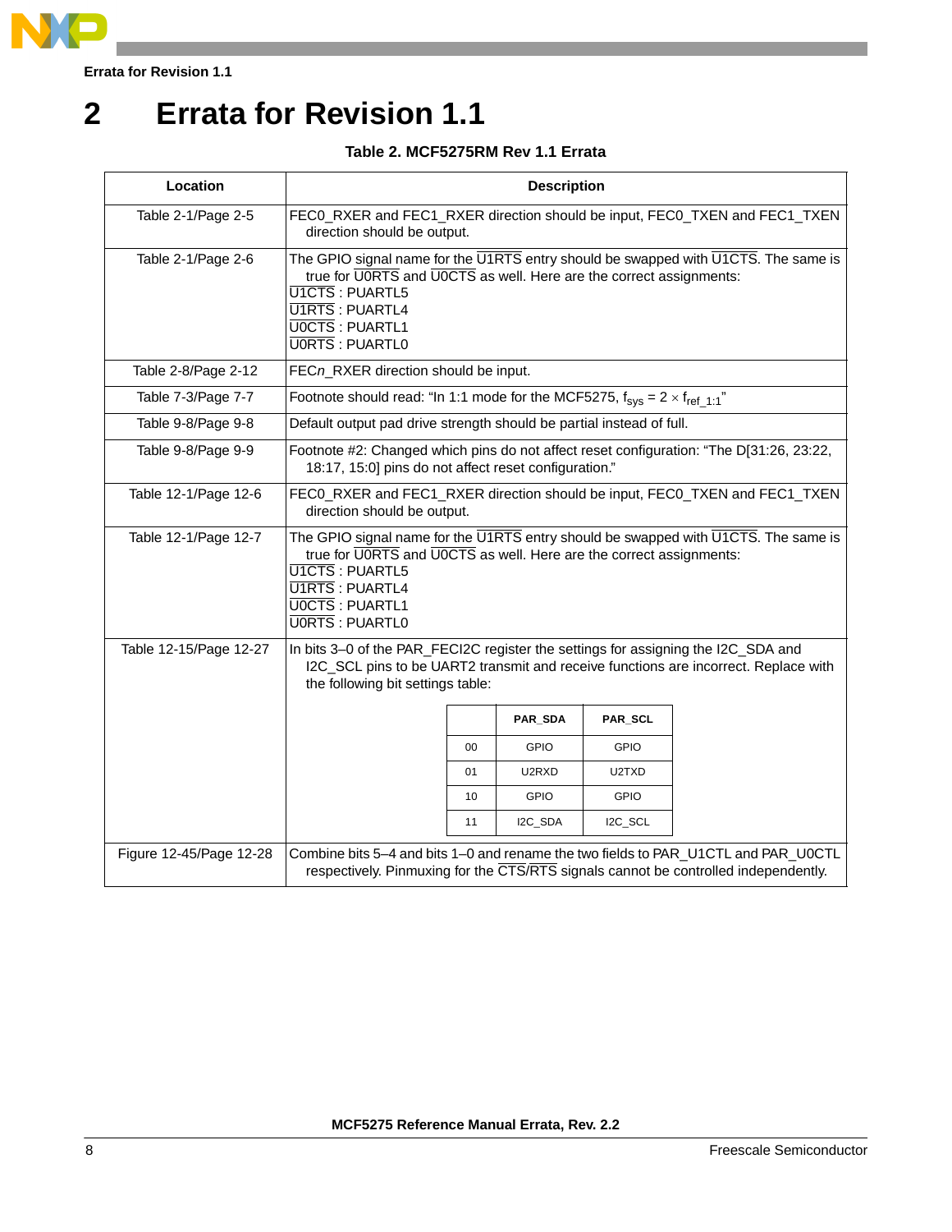# 2 Errata for Revision 1.1

**Table 2. MCF5275RM Rev 1.1 Errata**

| Location | Description |
|---|---|
| Table 2-1/Page 2-5 | FEC0_RXER and FEC1_RXER direction should be input, FEC0_TXEN and FEC1_TXEN direction should be output. |
| Table 2-1/Page 2-6 | The GPIO signal name for the $\overline{\text{U1RTS}}$ entry should be swapped with $\overline{\text{U1CTS}}$. The same is true for $\overline{\text{U0RTS}}$ and $\overline{\text{U0CTS}}$ as well. Here are the correct assignments:<br>$\overline{\text{U1CTS}}$ : PUARTL5<br>$\overline{\text{U1RTS}}$ : PUARTL4<br>$\overline{\text{U0CTS}}$ : PUARTL1<br>$\overline{\text{U0RTS}}$ : PUARTL0 |
| Table 2-8/Page 2-12 | FEC*n*_RXER direction should be input. |
| Table 7-3/Page 7-7 | Footnote should read: “In 1:1 mode for the MCF5275, $f_{sys} = 2 \times f_{ref\_1:1}$” |
| Table 9-8/Page 9-8 | Default output pad drive strength should be partial instead of full. |
| Table 9-8/Page 9-9 | Footnote #2: Changed which pins do not affect reset configuration: “The D[31:26, 23:22, 18:17, 15:0] pins do not affect reset configuration.” |
| Table 12-1/Page 12-6 | FEC0_RXER and FEC1_RXER direction should be input, FEC0_TXEN and FEC1_TXEN direction should be output. |
| Table 12-1/Page 12-7 | The GPIO signal name for the $\overline{\text{U1RTS}}$ entry should be swapped with $\overline{\text{U1CTS}}$. The same is true for $\overline{\text{U0RTS}}$ and $\overline{\text{U0CTS}}$ as well. Here are the correct assignments:<br>$\overline{\text{U1CTS}}$ : PUARTL5<br>$\overline{\text{U1RTS}}$ : PUARTL4<br>$\overline{\text{U0CTS}}$ : PUARTL1<br>$\overline{\text{U0RTS}}$ : PUARTL0 |
| Table 12-15/Page 12-27 | In bits 3–0 of the PAR_FECI2C register the settings for assigning the I2C_SDA and I2C_SCL pins to be UART2 transmit and receive functions are incorrect. Replace with the following bit settings table:<br><br>(bits) : PAR_SDA / PAR_SCL<br>00 : GPIO / GPIO<br>01 : U2RXD / U2TXD<br>10 : GPIO / GPIO<br>11 : I2C_SDA / I2C_SCL |
| Figure 12-45/Page 12-28 | Combine bits 5–4 and bits 1–0 and rename the two fields to PAR_U1CTL and PAR_U0CTL respectively. Pinmuxing for the $\overline{\text{CTS}}$/$\overline{\text{RTS}}$ signals cannot be controlled independently. |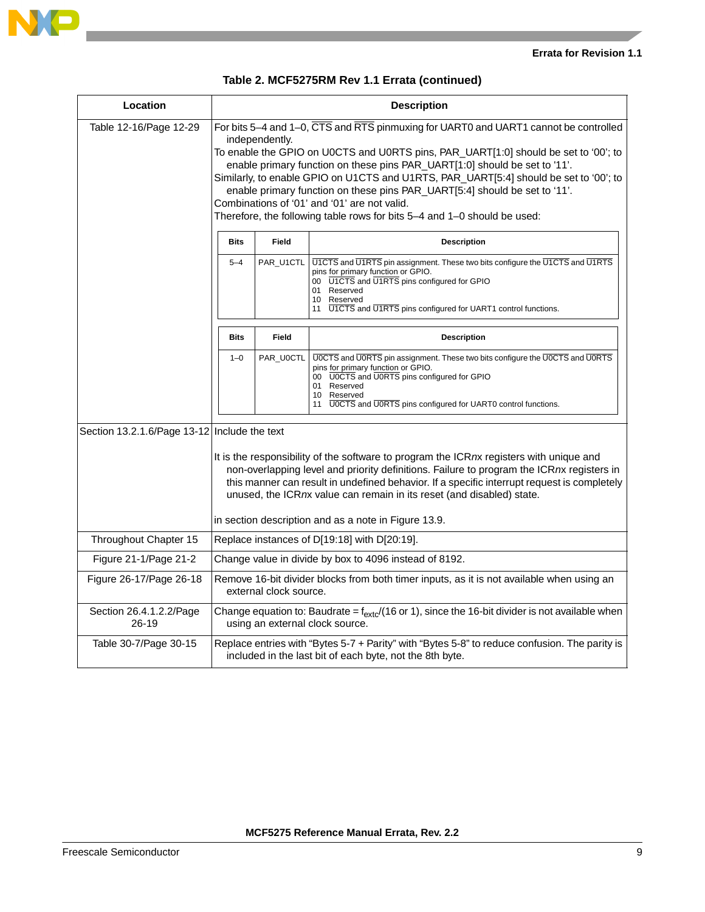**Table 2. MCF5275RM Rev 1.1 Errata (continued)**

| Location | Description |
|---|---|
| Table 12-16/Page 12-29 | For bits 5–4 and 1–0, CTS and RTS pinmuxing for UART0 and UART1 cannot be controlled independently.<br>To enable the GPIO on U0CTS and U0RTS pins, PAR_UART[1:0] should be set to ‘00’; to enable primary function on these pins PAR_UART[1:0] should be set to ‘11’.<br>Similarly, to enable GPIO on U1CTS and U1RTS, PAR_UART[5:4] should be set to ‘00’; to enable primary function on these pins PAR_UART[5:4] should be set to ‘11’.<br>Combinations of ‘01’ and ‘01’ are not valid.<br>Therefore, the following table rows for bits 5–4 and 1–0 should be used:<br><br>**Bits** / **Field** / **Description**<br>5–4 / PAR_U1CTL / U1CTS and U1RTS pin assignment. These two bits configure the U1CTS and U1RTS pins for primary function or GPIO.<br>00 U1CTS and U1RTS pins configured for GPIO<br>01 Reserved<br>10 Reserved<br>11 U1CTS and U1RTS pins configured for UART1 control functions.<br><br>**Bits** / **Field** / **Description**<br>1–0 / PAR_U0CTL / U0CTS and U0RTS pin assignment. These two bits configure the U0CTS and U0RTS pins for primary function or GPIO.<br>00 U0CTS and U0RTS pins configured for GPIO<br>01 Reserved<br>10 Reserved<br>11 U0CTS and U0RTS pins configured for UART0 control functions. |
| Section 13.2.1.6/Page 13-12 | Include the text<br><br>It is the responsibility of the software to program the ICR*nx* registers with unique and non-overlapping level and priority definitions. Failure to program the ICR*nx* registers in this manner can result in undefined behavior. If a specific interrupt request is completely unused, the ICR*nx* value can remain in its reset (and disabled) state.<br><br>in section description and as a note in Figure 13.9. |
| Throughout Chapter 15 | Replace instances of D[19:18] with D[20:19]. |
| Figure 21-1/Page 21-2 | Change value in divide by box to 4096 instead of 8192. |
| Figure 26-17/Page 26-18 | Remove 16-bit divider blocks from both timer inputs, as it is not available when using an external clock source. |
| Section 26.4.1.2.2/Page 26-19 | Change equation to: Baudrate = $f_{extc}$/(16 or 1), since the 16-bit divider is not available when using an external clock source. |
| Table 30-7/Page 30-15 | Replace entries with “Bytes 5-7 + Parity” with “Bytes 5-8” to reduce confusion. The parity is included in the last bit of each byte, not the 8th byte. |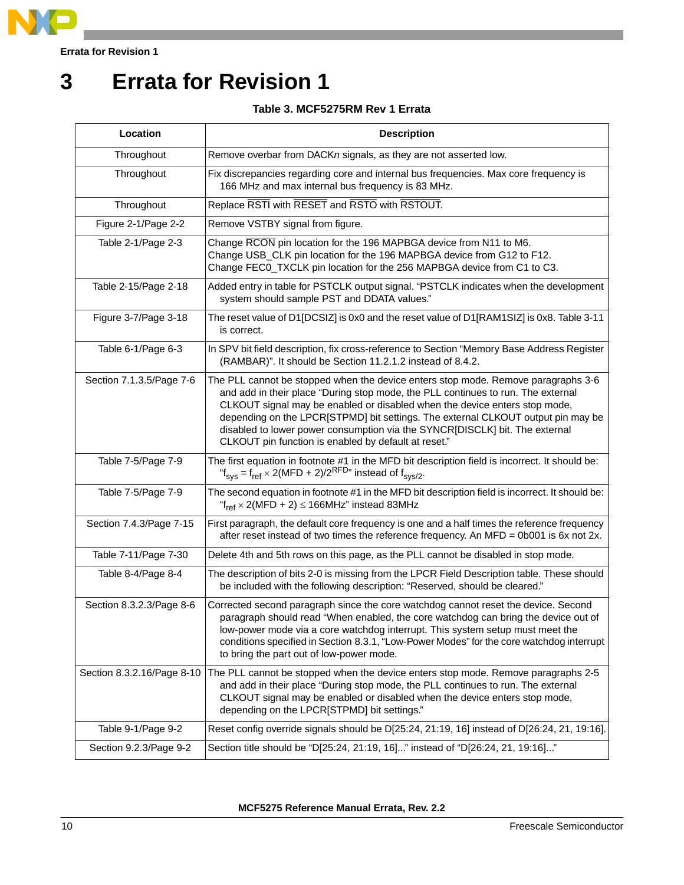# 3 Errata for Revision 1

**Table 3. MCF5275RM Rev 1 Errata**

| Location | Description |
|---|---|
| Throughout | Remove overbar from DACK*n* signals, as they are not asserted low. |
| Throughout | Fix discrepancies regarding core and internal bus frequencies. Max core frequency is 166 MHz and max internal bus frequency is 83 MHz. |
| Throughout | Replace $\overline{\text{RSTI}}$ with $\overline{\text{RESET}}$ and $\overline{\text{RSTO}}$ with $\overline{\text{RSTOUT}}$. |
| Figure 2-1/Page 2-2 | Remove VSTBY signal from figure. |
| Table 2-1/Page 2-3 | Change $\overline{\text{RCON}}$ pin location for the 196 MAPBGA device from N11 to M6.<br>Change USB_CLK pin location for the 196 MAPBGA device from G12 to F12.<br>Change FEC0_TXCLK pin location for the 256 MAPBGA device from C1 to C3. |
| Table 2-15/Page 2-18 | Added entry in table for PSTCLK output signal. “PSTCLK indicates when the development system should sample PST and DDATA values.” |
| Figure 3-7/Page 3-18 | The reset value of D1[DCSIZ] is 0x0 and the reset value of D1[RAM1SIZ] is 0x8. Table 3-11 is correct. |
| Table 6-1/Page 6-3 | In SPV bit field description, fix cross-reference to Section “Memory Base Address Register (RAMBAR)”. It should be Section 11.2.1.2 instead of 8.4.2. |
| Section 7.1.3.5/Page 7-6 | The PLL cannot be stopped when the device enters stop mode. Remove paragraphs 3-6 and add in their place “During stop mode, the PLL continues to run. The external CLKOUT signal may be enabled or disabled when the device enters stop mode, depending on the LPCR[STPMD] bit settings. The external CLKOUT output pin may be disabled to lower power consumption via the SYNCR[DISCLK] bit. The external CLKOUT pin function is enabled by default at reset.” |
| Table 7-5/Page 7-9 | The first equation in footnote #1 in the MFD bit description field is incorrect. It should be: “$f_{sys} = f_{ref} \times 2(\text{MFD} + 2)/2^{\text{RFD}}$” instead of $f_{sys/2}$. |
| Table 7-5/Page 7-9 | The second equation in footnote #1 in the MFD bit description field is incorrect. It should be: “$f_{ref} \times 2(\text{MFD} + 2) \leq 166\text{MHz}$” instead 83MHz |
| Section 7.4.3/Page 7-15 | First paragraph, the default core frequency is one and a half times the reference frequency after reset instead of two times the reference frequency. An MFD = 0b001 is 6x not 2x. |
| Table 7-11/Page 7-30 | Delete 4th and 5th rows on this page, as the PLL cannot be disabled in stop mode. |
| Table 8-4/Page 8-4 | The description of bits 2-0 is missing from the LPCR Field Description table. These should be included with the following description: “Reserved, should be cleared.” |
| Section 8.3.2.3/Page 8-6 | Corrected second paragraph since the core watchdog cannot reset the device. Second paragraph should read “When enabled, the core watchdog can bring the device out of low-power mode via a core watchdog interrupt. This system setup must meet the conditions specified in Section 8.3.1, “Low-Power Modes” for the core watchdog interrupt to bring the part out of low-power mode. |
| Section 8.3.2.16/Page 8-10 | The PLL cannot be stopped when the device enters stop mode. Remove paragraphs 2-5 and add in their place “During stop mode, the PLL continues to run. The external CLKOUT signal may be enabled or disabled when the device enters stop mode, depending on the LPCR[STPMD] bit settings.” |
| Table 9-1/Page 9-2 | Reset config override signals should be D[25:24, 21:19, 16] instead of D[26:24, 21, 19:16]. |
| Section 9.2.3/Page 9-2 | Section title should be “D[25:24, 21:19, 16]...” instead of “D[26:24, 21, 19:16]...” |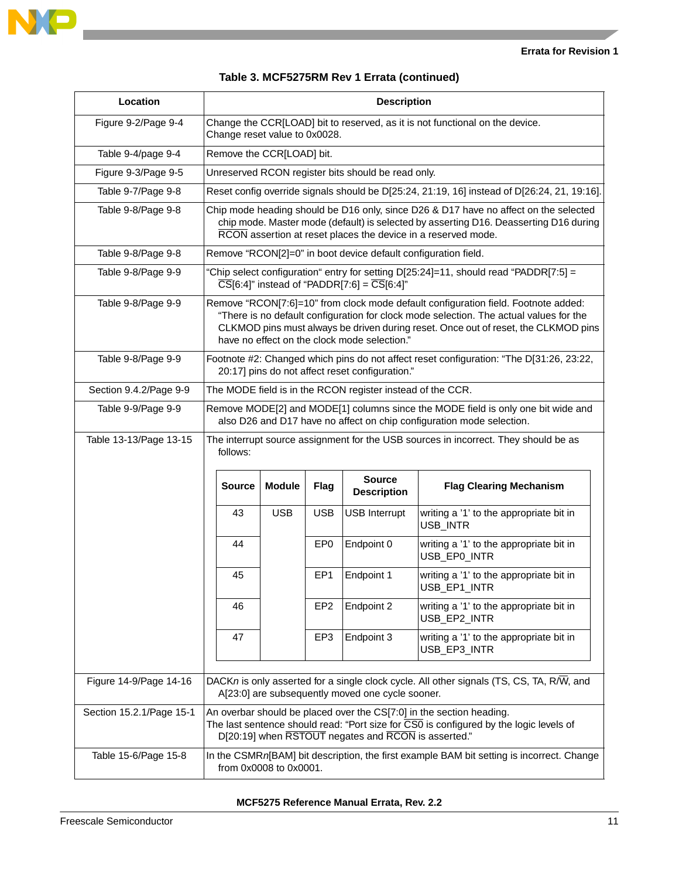**Table 3. MCF5275RM Rev 1 Errata (continued)**

| Location | Description |
|---|---|
| Figure 9-2/Page 9-4 | Change the CCR[LOAD] bit to reserved, as it is not functional on the device. Change reset value to 0x0028. |
| Table 9-4/page 9-4 | Remove the CCR[LOAD] bit. |
| Figure 9-3/Page 9-5 | Unreserved RCON register bits should be read only. |
| Table 9-7/Page 9-8 | Reset config override signals should be D[25:24, 21:19, 16] instead of D[26:24, 21, 19:16]. |
| Table 9-8/Page 9-8 | Chip mode heading should be D16 only, since D26 & D17 have no affect on the selected chip mode. Master mode (default) is selected by asserting D16. Deasserting D16 during $\overline{\text{RCON}}$ assertion at reset places the device in a reserved mode. |
| Table 9-8/Page 9-8 | Remove "RCON[2]=0" in boot device default configuration field. |
| Table 9-8/Page 9-9 | "Chip select configuration" entry for setting D[25:24]=11, should read "PADDR[7:5] = $\overline{\text{CS}}$[6:4]" instead of "PADDR[7:6] = $\overline{\text{CS}}$[6:4]" |
| Table 9-8/Page 9-9 | Remove "RCON[7:6]=10" from clock mode default configuration field. Footnote added: "There is no default configuration for clock mode selection. The actual values for the CLKMOD pins must always be driven during reset. Once out of reset, the CLKMOD pins have no effect on the clock mode selection." |
| Table 9-8/Page 9-9 | Footnote #2: Changed which pins do not affect reset configuration: "The D[31:26, 23:22, 20:17] pins do not affect reset configuration." |
| Section 9.4.2/Page 9-9 | The MODE field is in the RCON register instead of the CCR. |
| Table 9-9/Page 9-9 | Remove MODE[2] and MODE[1] columns since the MODE field is only one bit wide and also D26 and D17 have no affect on chip configuration mode selection. |
| Table 13-13/Page 13-15 | The interrupt source assignment for the USB sources in incorrect. They should be as follows: (see table below) |
| Figure 14-9/Page 14-16 | DACK*n* is only asserted for a single clock cycle. All other signals (TS, CS, TA, R/$\overline{\text{W}}$, and A[23:0] are subsequently moved one cycle sooner. |
| Section 15.2.1/Page 15-1 | An overbar should be placed over the CS[7:0] in the section heading. The last sentence should read: "Port size for $\overline{\text{CS0}}$ is configured by the logic levels of D[20:19] when $\overline{\text{RSTOUT}}$ negates and $\overline{\text{RCON}}$ is asserted." |
| Table 15-6/Page 15-8 | In the CSMR*n*[BAM] bit description, the first example BAM bit setting is incorrect. Change from 0x0008 to 0x0001. |

Table 13-13/Page 13-15 corrected USB source assignments:

| Source | Module | Flag | Source Description | Flag Clearing Mechanism |
|---|---|---|---|---|
| 43 | USB | USB | USB Interrupt | writing a '1' to the appropriate bit in USB_INTR |
| 44 | | EP0 | Endpoint 0 | writing a '1' to the appropriate bit in USB_EP0_INTR |
| 45 | | EP1 | Endpoint 1 | writing a '1' to the appropriate bit in USB_EP1_INTR |
| 46 | | EP2 | Endpoint 2 | writing a '1' to the appropriate bit in USB_EP2_INTR |
| 47 | | EP3 | Endpoint 3 | writing a '1' to the appropriate bit in USB_EP3_INTR |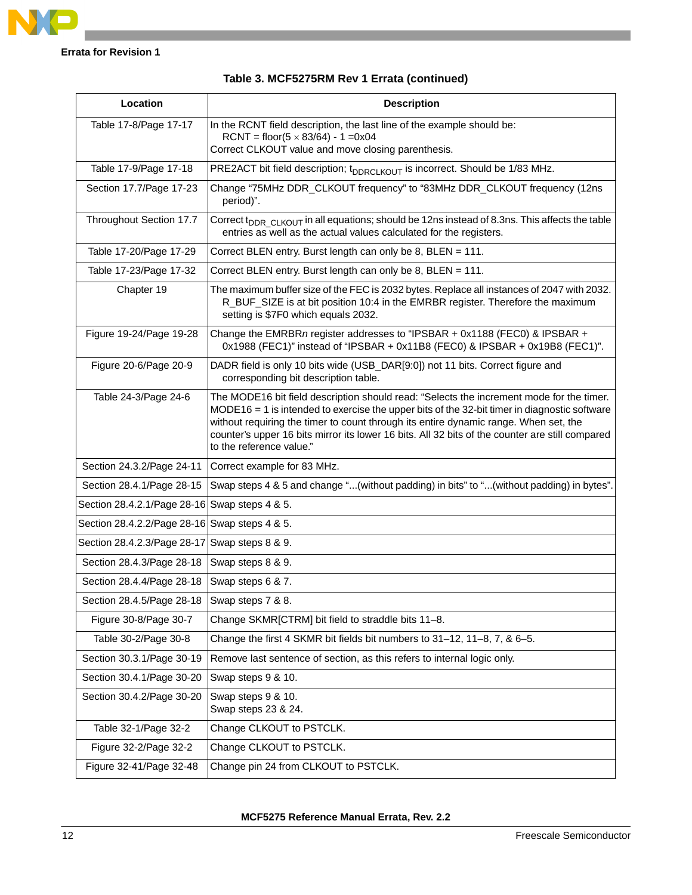## Errata for Revision 1

**Table 3. MCF5275RM Rev 1 Errata (continued)**

| Location | Description |
|---|---|
| Table 17-8/Page 17-17 | In the RCNT field description, the last line of the example should be:<br>RCNT = floor(5 × 83/64) - 1 =0x04<br>Correct CLKOUT value and move closing parenthesis. |
| Table 17-9/Page 17-18 | PRE2ACT bit field description; $t_{DDRCLKOUT}$ is incorrect. Should be 1/83 MHz. |
| Section 17.7/Page 17-23 | Change "75MHz DDR_CLKOUT frequency" to "83MHz DDR_CLKOUT frequency (12ns period)". |
| Throughout Section 17.7 | Correct $t_{DDR\_CLKOUT}$ in all equations; should be 12ns instead of 8.3ns. This affects the table entries as well as the actual values calculated for the registers. |
| Table 17-20/Page 17-29 | Correct BLEN entry. Burst length can only be 8, BLEN = 111. |
| Table 17-23/Page 17-32 | Correct BLEN entry. Burst length can only be 8, BLEN = 111. |
| Chapter 19 | The maximum buffer size of the FEC is 2032 bytes. Replace all instances of 2047 with 2032. R_BUF_SIZE is at bit position 10:4 in the EMRBR register. Therefore the maximum setting is $7F0 which equals 2032. |
| Figure 19-24/Page 19-28 | Change the EMRBR*n* register addresses to "IPSBAR + 0x1188 (FEC0) & IPSBAR + 0x1988 (FEC1)" instead of "IPSBAR + 0x11B8 (FEC0) & IPSBAR + 0x19B8 (FEC1)". |
| Figure 20-6/Page 20-9 | DADR field is only 10 bits wide (USB_DAR[9:0]) not 11 bits. Correct figure and corresponding bit description table. |
| Table 24-3/Page 24-6 | The MODE16 bit field description should read: "Selects the increment mode for the timer. MODE16 = 1 is intended to exercise the upper bits of the 32-bit timer in diagnostic software without requiring the timer to count through its entire dynamic range. When set, the counter's upper 16 bits mirror its lower 16 bits. All 32 bits of the counter are still compared to the reference value." |
| Section 24.3.2/Page 24-11 | Correct example for 83 MHz. |
| Section 28.4.1/Page 28-15 | Swap steps 4 & 5 and change "...(without padding) in bits" to "...(without padding) in bytes". |
| Section 28.4.2.1/Page 28-16 | Swap steps 4 & 5. |
| Section 28.4.2.2/Page 28-16 | Swap steps 4 & 5. |
| Section 28.4.2.3/Page 28-17 | Swap steps 8 & 9. |
| Section 28.4.3/Page 28-18 | Swap steps 8 & 9. |
| Section 28.4.4/Page 28-18 | Swap steps 6 & 7. |
| Section 28.4.5/Page 28-18 | Swap steps 7 & 8. |
| Figure 30-8/Page 30-7 | Change SKMR[CTRM] bit field to straddle bits 11–8. |
| Table 30-2/Page 30-8 | Change the first 4 SKMR bit fields bit numbers to 31–12, 11–8, 7, & 6–5. |
| Section 30.3.1/Page 30-19 | Remove last sentence of section, as this refers to internal logic only. |
| Section 30.4.1/Page 30-20 | Swap steps 9 & 10. |
| Section 30.4.2/Page 30-20 | Swap steps 9 & 10.<br>Swap steps 23 & 24. |
| Table 32-1/Page 32-2 | Change CLKOUT to PSTCLK. |
| Figure 32-2/Page 32-2 | Change CLKOUT to PSTCLK. |
| Figure 32-41/Page 32-48 | Change pin 24 from CLKOUT to PSTCLK. |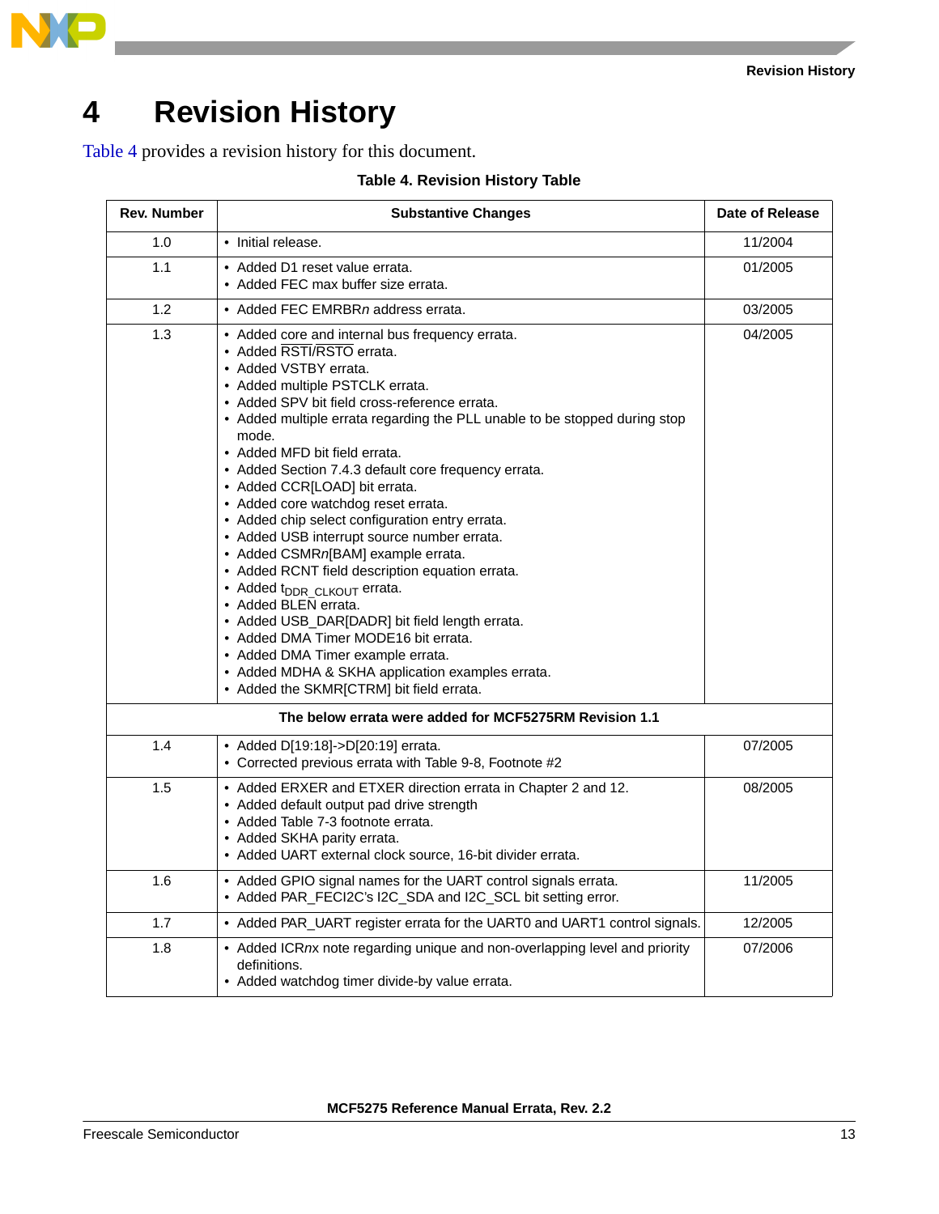# 4 Revision History

Table 4 provides a revision history for this document.

**Table 4. Revision History Table**

| Rev. Number | Substantive Changes | Date of Release |
|---|---|---|
| 1.0 | • Initial release. | 11/2004 |
| 1.1 | • Added D1 reset value errata.<br>• Added FEC max buffer size errata. | 01/2005 |
| 1.2 | • Added FEC EMRBR*n* address errata. | 03/2005 |
| 1.3 | • Added core and internal bus frequency errata.<br>• Added $\overline{RSTI}$/$\overline{RSTO}$ errata.<br>• Added VSTBY errata.<br>• Added multiple PSTCLK errata.<br>• Added SPV bit field cross-reference errata.<br>• Added multiple errata regarding the PLL unable to be stopped during stop mode.<br>• Added MFD bit field errata.<br>• Added Section 7.4.3 default core frequency errata.<br>• Added CCR[LOAD] bit errata.<br>• Added core watchdog reset errata.<br>• Added chip select configuration entry errata.<br>• Added USB interrupt source number errata.<br>• Added CSMR*n*[BAM] example errata.<br>• Added RCNT field description equation errata.<br>• Added $t_{DDR\_CLKOUT}$ errata.<br>• Added $\overline{BLEN}$ errata.<br>• Added USB_DAR[DADR] bit field length errata.<br>• Added DMA Timer MODE16 bit errata.<br>• Added DMA Timer example errata.<br>• Added MDHA & SKHA application examples errata.<br>• Added the SKMR[CTRM] bit field errata. | 04/2005 |
| **The below errata were added for MCF5275RM Revision 1.1** | | |
| 1.4 | • Added D[19:18]->D[20:19] errata.<br>• Corrected previous errata with Table 9-8, Footnote #2 | 07/2005 |
| 1.5 | • Added ERXER and ETXER direction errata in Chapter 2 and 12.<br>• Added default output pad drive strength<br>• Added Table 7-3 footnote errata.<br>• Added SKHA parity errata.<br>• Added UART external clock source, 16-bit divider errata. | 08/2005 |
| 1.6 | • Added GPIO signal names for the UART control signals errata.<br>• Added PAR_FECI2C's I2C_SDA and I2C_SCL bit setting error. | 11/2005 |
| 1.7 | • Added PAR_UART register errata for the UART0 and UART1 control signals. | 12/2005 |
| 1.8 | • Added ICR*nx* note regarding unique and non-overlapping level and priority definitions.<br>• Added watchdog timer divide-by value errata. | 07/2006 |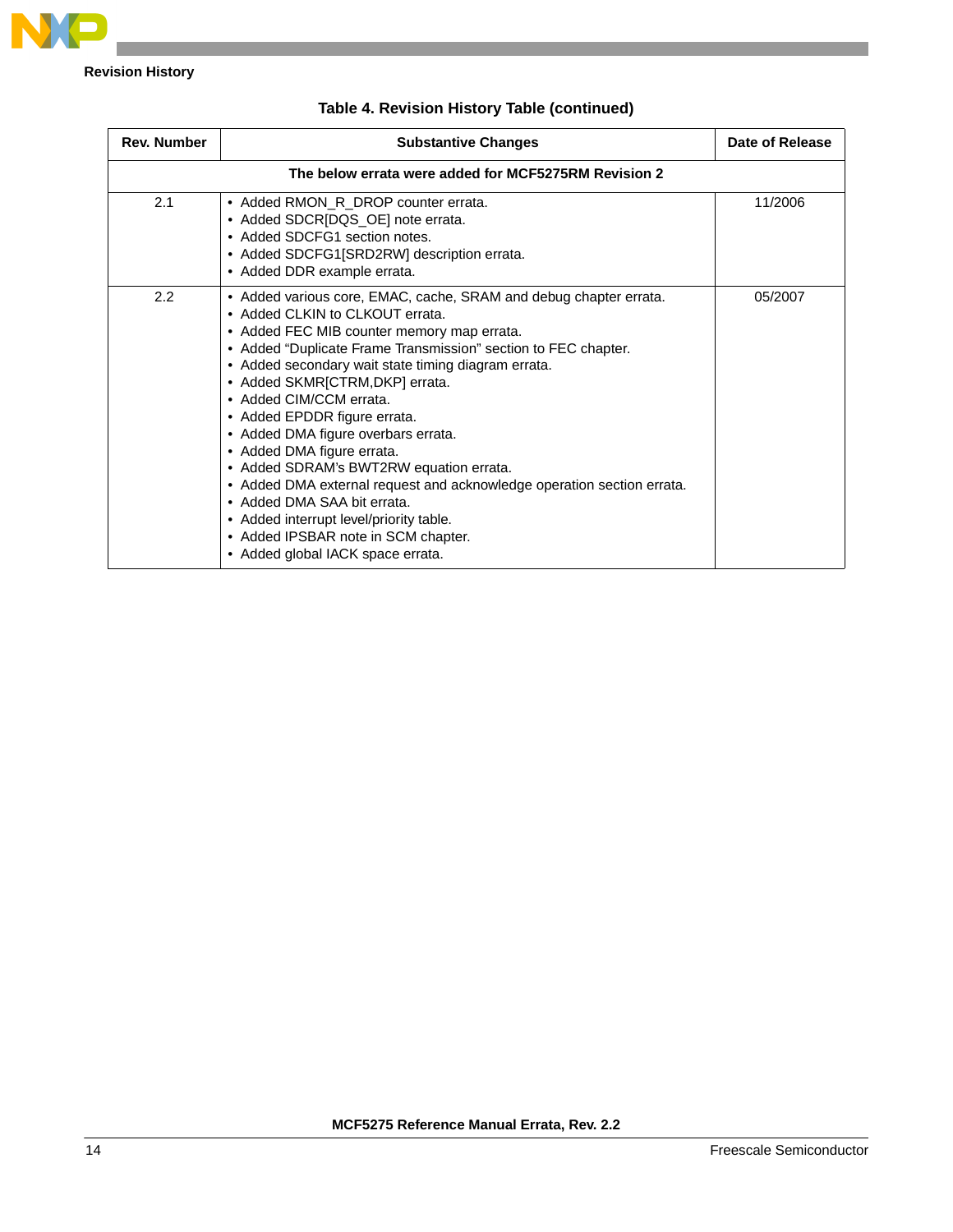**Table 4. Revision History Table (continued)**

| Rev. Number | Substantive Changes | Date of Release |
|---|---|---|
| | **The below errata were added for MCF5275RM Revision 2** | |
| 2.1 | • Added RMON_R_DROP counter errata.<br>• Added SDCR[DQS_OE] note errata.<br>• Added SDCFG1 section notes.<br>• Added SDCFG1[SRD2RW] description errata.<br>• Added DDR example errata. | 11/2006 |
| 2.2 | • Added various core, EMAC, cache, SRAM and debug chapter errata.<br>• Added CLKIN to CLKOUT errata.<br>• Added FEC MIB counter memory map errata.<br>• Added “Duplicate Frame Transmission” section to FEC chapter.<br>• Added secondary wait state timing diagram errata.<br>• Added SKMR[CTRM,DKP] errata.<br>• Added CIM/CCM errata.<br>• Added EPDDR figure errata.<br>• Added DMA figure overbars errata.<br>• Added DMA figure errata.<br>• Added SDRAM’s BWT2RW equation errata.<br>• Added DMA external request and acknowledge operation section errata.<br>• Added DMA SAA bit errata.<br>• Added interrupt level/priority table.<br>• Added IPSBAR note in SCM chapter.<br>• Added global IACK space errata. | 05/2007 |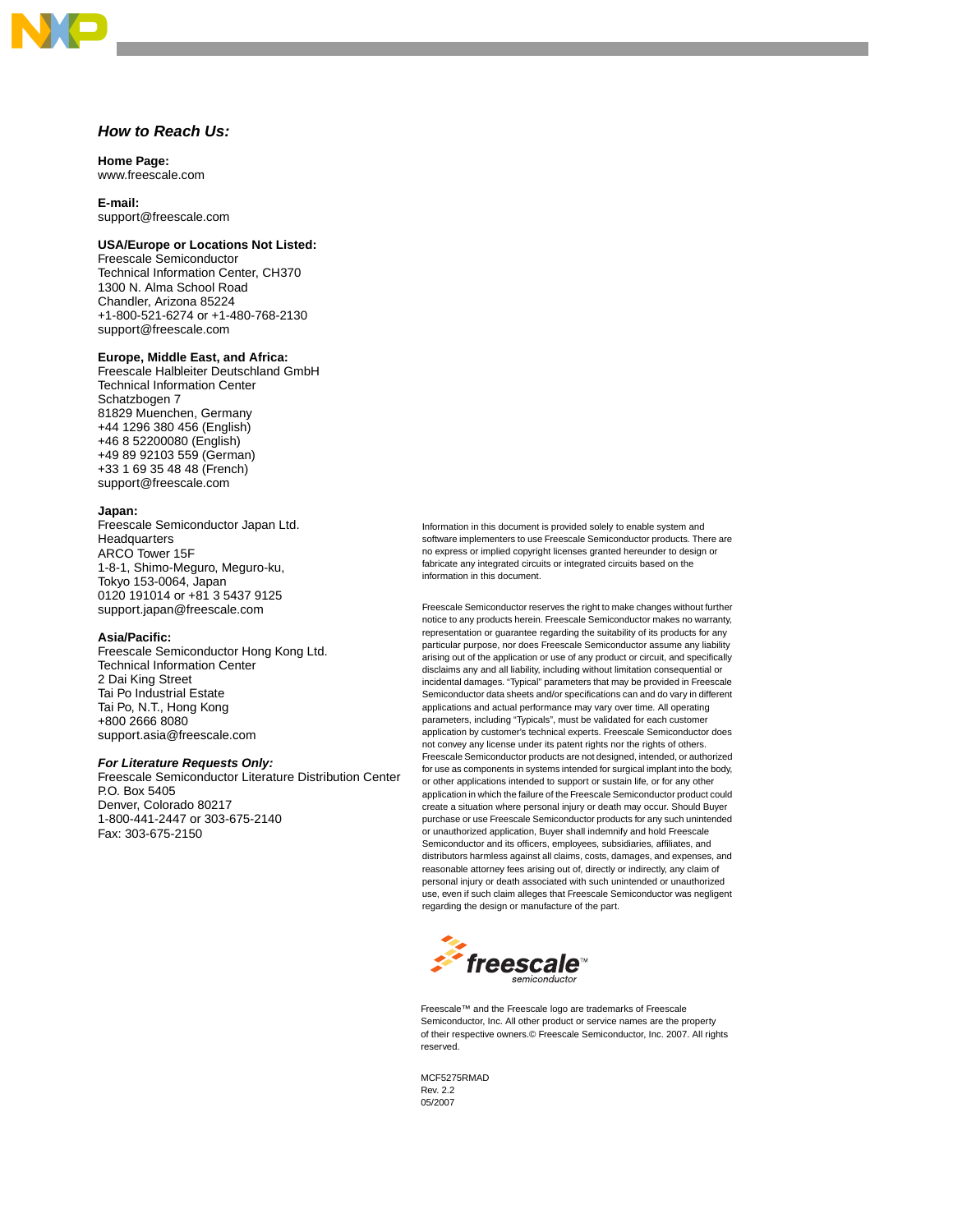## *How to Reach Us:*

**Home Page:**
www.freescale.com

**E-mail:**
support@freescale.com

**USA/Europe or Locations Not Listed:**
Freescale Semiconductor
Technical Information Center, CH370
1300 N. Alma School Road
Chandler, Arizona 85224
+1-800-521-6274 or +1-480-768-2130
support@freescale.com

**Europe, Middle East, and Africa:**
Freescale Halbleiter Deutschland GmbH
Technical Information Center
Schatzbogen 7
81829 Muenchen, Germany
+44 1296 380 456 (English)
+46 8 52200080 (English)
+49 89 92103 559 (German)
+33 1 69 35 48 48 (French)
support@freescale.com

**Japan:**
Freescale Semiconductor Japan Ltd.
Headquarters
ARCO Tower 15F
1-8-1, Shimo-Meguro, Meguro-ku,
Tokyo 153-0064, Japan
0120 191014 or +81 3 5437 9125
support.japan@freescale.com

**Asia/Pacific:**
Freescale Semiconductor Hong Kong Ltd.
Technical Information Center
2 Dai King Street
Tai Po Industrial Estate
Tai Po, N.T., Hong Kong
+800 2666 8080
support.asia@freescale.com

***For Literature Requests Only:***
Freescale Semiconductor Literature Distribution Center
P.O. Box 5405
Denver, Colorado 80217
1-800-441-2447 or 303-675-2140
Fax: 303-675-2150

Information in this document is provided solely to enable system and software implementers to use Freescale Semiconductor products. There are no express or implied copyright licenses granted hereunder to design or fabricate any integrated circuits or integrated circuits based on the information in this document.

Freescale Semiconductor reserves the right to make changes without further notice to any products herein. Freescale Semiconductor makes no warranty, representation or guarantee regarding the suitability of its products for any particular purpose, nor does Freescale Semiconductor assume any liability arising out of the application or use of any product or circuit, and specifically disclaims any and all liability, including without limitation consequential or incidental damages. "Typical" parameters that may be provided in Freescale Semiconductor data sheets and/or specifications can and do vary in different applications and actual performance may vary over time. All operating parameters, including "Typicals", must be validated for each customer application by customer's technical experts. Freescale Semiconductor does not convey any license under its patent rights nor the rights of others. Freescale Semiconductor products are not designed, intended, or authorized for use as components in systems intended for surgical implant into the body, or other applications intended to support or sustain life, or for any other application in which the failure of the Freescale Semiconductor product could create a situation where personal injury or death may occur. Should Buyer purchase or use Freescale Semiconductor products for any such unintended or unauthorized application, Buyer shall indemnify and hold Freescale Semiconductor and its officers, employees, subsidiaries, affiliates, and distributors harmless against all claims, costs, damages, and expenses, and reasonable attorney fees arising out of, directly or indirectly, any claim of personal injury or death associated with such unintended or unauthorized use, even if such claim alleges that Freescale Semiconductor was negligent regarding the design or manufacture of the part.

Freescale™ and the Freescale logo are trademarks of Freescale Semiconductor, Inc. All other product or service names are the property of their respective owners.© Freescale Semiconductor, Inc. 2007. All rights reserved.

MCF5275RMAD
Rev. 2.2
05/2007